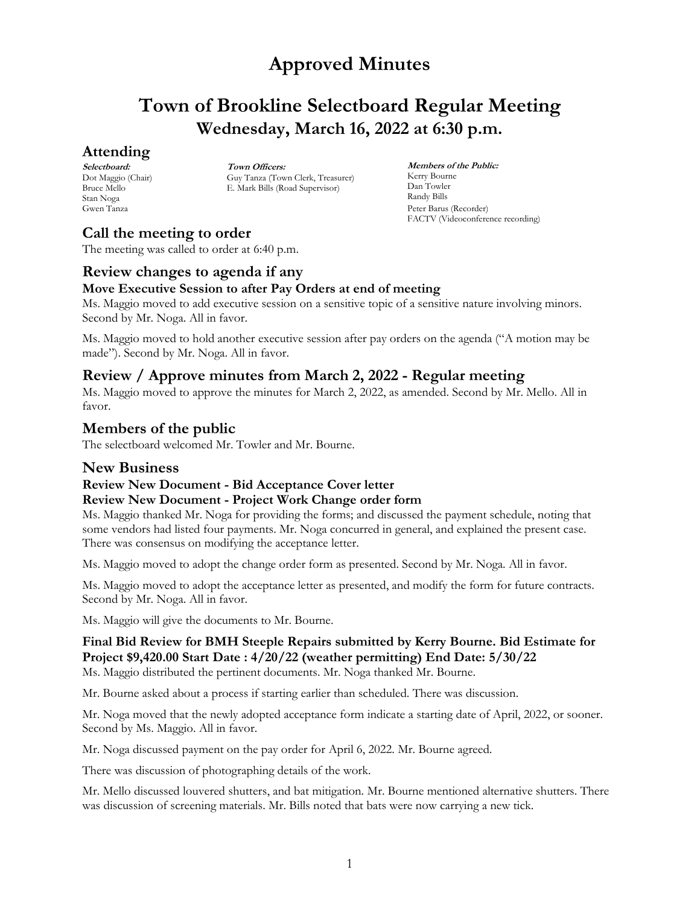# Approved Minutes

# Town of Brookline Selectboard Regular Meeting

## Wednesday, March 16, 2022 at 6:30 p.m.

## Attending

**Selectboard:**
Dot Maggio (Chair)
Bruce Mello
Stan Noga
Gwen Tanza

**Town Officers:**
Guy Tanza (Town Clerk, Treasurer)
E. Mark Bills (Road Supervisor)

**Members of the Public:**
Kerry Bourne
Dan Towler
Randy Bills
Peter Barus (Recorder)
FACTV (Videoconference recording)

## Call the meeting to order

The meeting was called to order at 6:40 p.m.

## Review changes to agenda if any

### Move Executive Session to after Pay Orders at end of meeting

Ms. Maggio moved to add executive session on a sensitive topic of a sensitive nature involving minors. Second by Mr. Noga. All in favor.

Ms. Maggio moved to hold another executive session after pay orders on the agenda ("A motion may be made"). Second by Mr. Noga. All in favor.

## Review / Approve minutes from March 2, 2022 - Regular meeting

Ms. Maggio moved to approve the minutes for March 2, 2022, as amended. Second by Mr. Mello. All in favor.

## Members of the public

The selectboard welcomed Mr. Towler and Mr. Bourne.

## New Business

### Review New Document - Bid Acceptance Cover letter

### Review New Document - Project Work Change order form

Ms. Maggio thanked Mr. Noga for providing the forms; and discussed the payment schedule, noting that some vendors had listed four payments. Mr. Noga concurred in general, and explained the present case. There was consensus on modifying the acceptance letter.

Ms. Maggio moved to adopt the change order form as presented. Second by Mr. Noga. All in favor.

Ms. Maggio moved to adopt the acceptance letter as presented, and modify the form for future contracts. Second by Mr. Noga. All in favor.

Ms. Maggio will give the documents to Mr. Bourne.

### Final Bid Review for BMH Steeple Repairs submitted by Kerry Bourne. Bid Estimate for Project $9,420.00 Start Date : 4/20/22 (weather permitting) End Date: 5/30/22

Ms. Maggio distributed the pertinent documents. Mr. Noga thanked Mr. Bourne.

Mr. Bourne asked about a process if starting earlier than scheduled. There was discussion.

Mr. Noga moved that the newly adopted acceptance form indicate a starting date of April, 2022, or sooner. Second by Ms. Maggio. All in favor.

Mr. Noga discussed payment on the pay order for April 6, 2022. Mr. Bourne agreed.

There was discussion of photographing details of the work.

Mr. Mello discussed louvered shutters, and bat mitigation. Mr. Bourne mentioned alternative shutters. There was discussion of screening materials. Mr. Bills noted that bats were now carrying a new tick.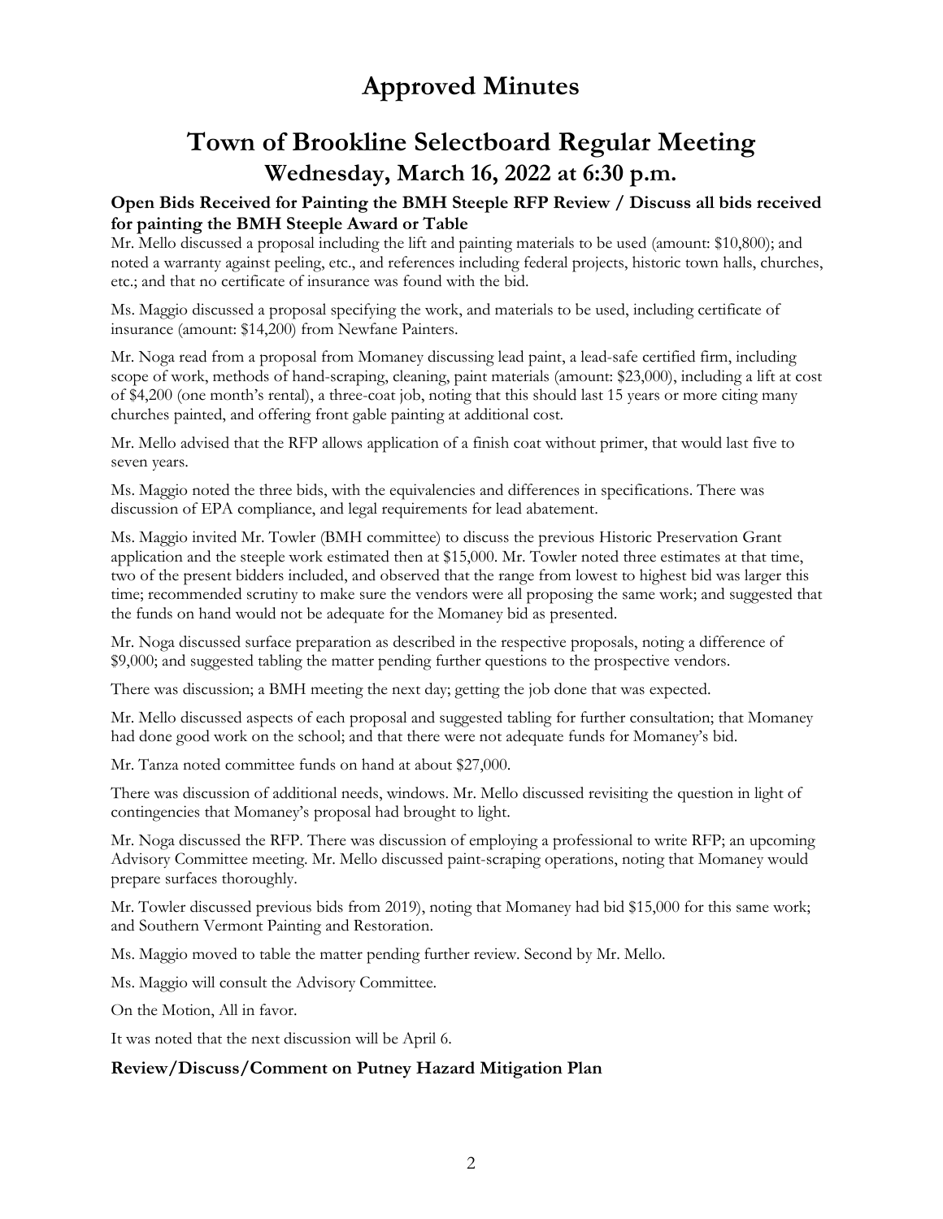# Approved Minutes

## Town of Brookline Selectboard Regular Meeting

### Wednesday, March 16, 2022 at 6:30 p.m.

**Open Bids Received for Painting the BMH Steeple RFP Review / Discuss all bids received for painting the BMH Steeple Award or Table**

Mr. Mello discussed a proposal including the lift and painting materials to be used (amount: $10,800); and noted a warranty against peeling, etc., and references including federal projects, historic town halls, churches, etc.; and that no certificate of insurance was found with the bid.

Ms. Maggio discussed a proposal specifying the work, and materials to be used, including certificate of insurance (amount: $14,200) from Newfane Painters.

Mr. Noga read from a proposal from Momaney discussing lead paint, a lead-safe certified firm, including scope of work, methods of hand-scraping, cleaning, paint materials (amount: $23,000), including a lift at cost of $4,200 (one month's rental), a three-coat job, noting that this should last 15 years or more citing many churches painted, and offering front gable painting at additional cost.

Mr. Mello advised that the RFP allows application of a finish coat without primer, that would last five to seven years.

Ms. Maggio noted the three bids, with the equivalencies and differences in specifications. There was discussion of EPA compliance, and legal requirements for lead abatement.

Ms. Maggio invited Mr. Towler (BMH committee) to discuss the previous Historic Preservation Grant application and the steeple work estimated then at $15,000. Mr. Towler noted three estimates at that time, two of the present bidders included, and observed that the range from lowest to highest bid was larger this time; recommended scrutiny to make sure the vendors were all proposing the same work; and suggested that the funds on hand would not be adequate for the Momaney bid as presented.

Mr. Noga discussed surface preparation as described in the respective proposals, noting a difference of $9,000; and suggested tabling the matter pending further questions to the prospective vendors.

There was discussion; a BMH meeting the next day; getting the job done that was expected.

Mr. Mello discussed aspects of each proposal and suggested tabling for further consultation; that Momaney had done good work on the school; and that there were not adequate funds for Momaney's bid.

Mr. Tanza noted committee funds on hand at about $27,000.

There was discussion of additional needs, windows. Mr. Mello discussed revisiting the question in light of contingencies that Momaney's proposal had brought to light.

Mr. Noga discussed the RFP. There was discussion of employing a professional to write RFP; an upcoming Advisory Committee meeting. Mr. Mello discussed paint-scraping operations, noting that Momaney would prepare surfaces thoroughly.

Mr. Towler discussed previous bids from 2019), noting that Momaney had bid $15,000 for this same work; and Southern Vermont Painting and Restoration.

Ms. Maggio moved to table the matter pending further review. Second by Mr. Mello.

Ms. Maggio will consult the Advisory Committee.

On the Motion, All in favor.

It was noted that the next discussion will be April 6.

**Review/Discuss/Comment on Putney Hazard Mitigation Plan**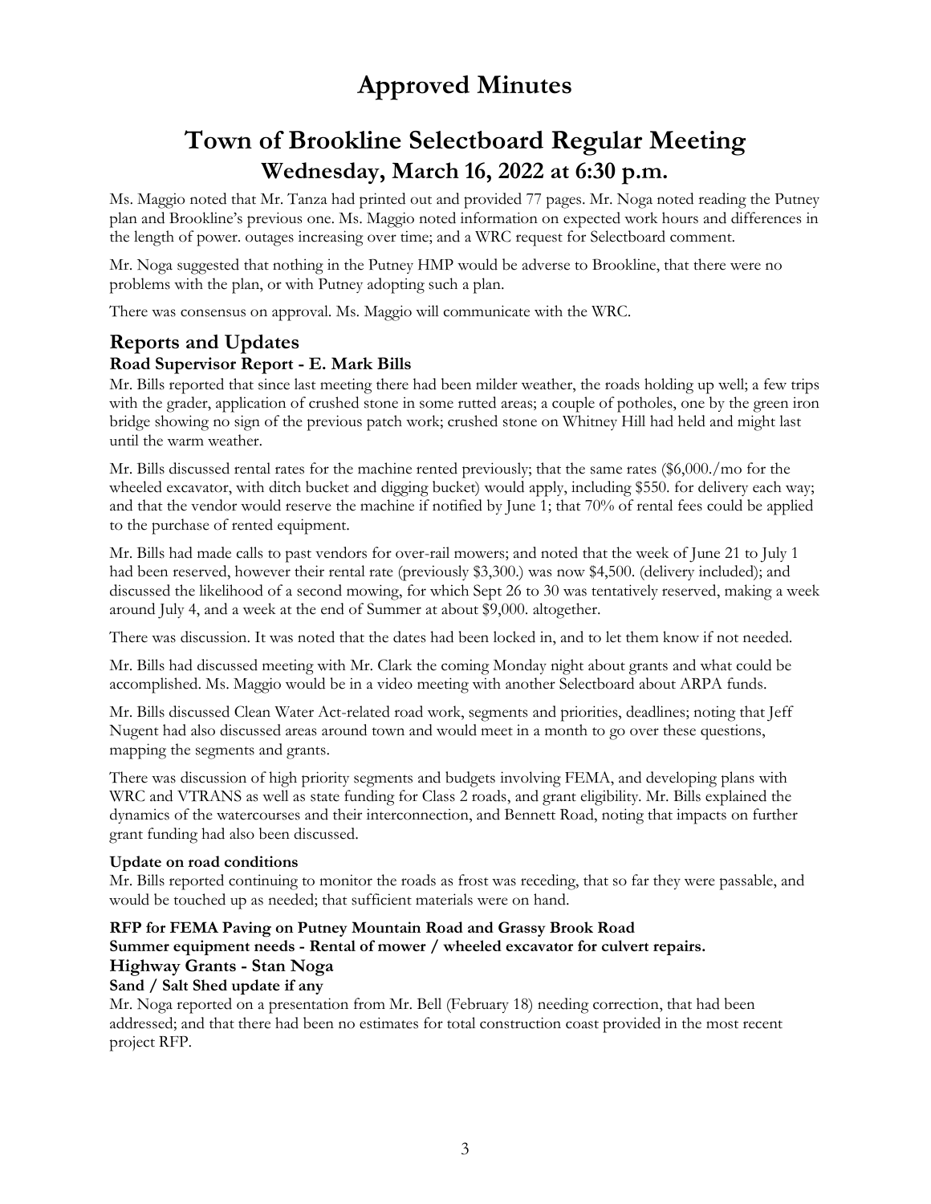# Approved Minutes

# Town of Brookline Selectboard Regular Meeting

## Wednesday, March 16, 2022 at 6:30 p.m.

Ms. Maggio noted that Mr. Tanza had printed out and provided 77 pages. Mr. Noga noted reading the Putney plan and Brookline's previous one. Ms. Maggio noted information on expected work hours and differences in the length of power. outages increasing over time; and a WRC request for Selectboard comment.

Mr. Noga suggested that nothing in the Putney HMP would be adverse to Brookline, that there were no problems with the plan, or with Putney adopting such a plan.

There was consensus on approval. Ms. Maggio will communicate with the WRC.

## Reports and Updates

### Road Supervisor Report - E. Mark Bills

Mr. Bills reported that since last meeting there had been milder weather, the roads holding up well; a few trips with the grader, application of crushed stone in some rutted areas; a couple of potholes, one by the green iron bridge showing no sign of the previous patch work; crushed stone on Whitney Hill had held and might last until the warm weather.

Mr. Bills discussed rental rates for the machine rented previously; that the same rates ($6,000./mo for the wheeled excavator, with ditch bucket and digging bucket) would apply, including $550. for delivery each way; and that the vendor would reserve the machine if notified by June 1; that 70% of rental fees could be applied to the purchase of rented equipment.

Mr. Bills had made calls to past vendors for over-rail mowers; and noted that the week of June 21 to July 1 had been reserved, however their rental rate (previously $3,300.) was now $4,500. (delivery included); and discussed the likelihood of a second mowing, for which Sept 26 to 30 was tentatively reserved, making a week around July 4, and a week at the end of Summer at about $9,000. altogether.

There was discussion. It was noted that the dates had been locked in, and to let them know if not needed.

Mr. Bills had discussed meeting with Mr. Clark the coming Monday night about grants and what could be accomplished. Ms. Maggio would be in a video meeting with another Selectboard about ARPA funds.

Mr. Bills discussed Clean Water Act-related road work, segments and priorities, deadlines; noting that Jeff Nugent had also discussed areas around town and would meet in a month to go over these questions, mapping the segments and grants.

There was discussion of high priority segments and budgets involving FEMA, and developing plans with WRC and VTRANS as well as state funding for Class 2 roads, and grant eligibility. Mr. Bills explained the dynamics of the watercourses and their interconnection, and Bennett Road, noting that impacts on further grant funding had also been discussed.

**Update on road conditions**

Mr. Bills reported continuing to monitor the roads as frost was receding, that so far they were passable, and would be touched up as needed; that sufficient materials were on hand.

**RFP for FEMA Paving on Putney Mountain Road and Grassy Brook Road**

**Summer equipment needs - Rental of mower / wheeled excavator for culvert repairs.**

### Highway Grants - Stan Noga

**Sand / Salt Shed update if any**

Mr. Noga reported on a presentation from Mr. Bell (February 18) needing correction, that had been addressed; and that there had been no estimates for total construction coast provided in the most recent project RFP.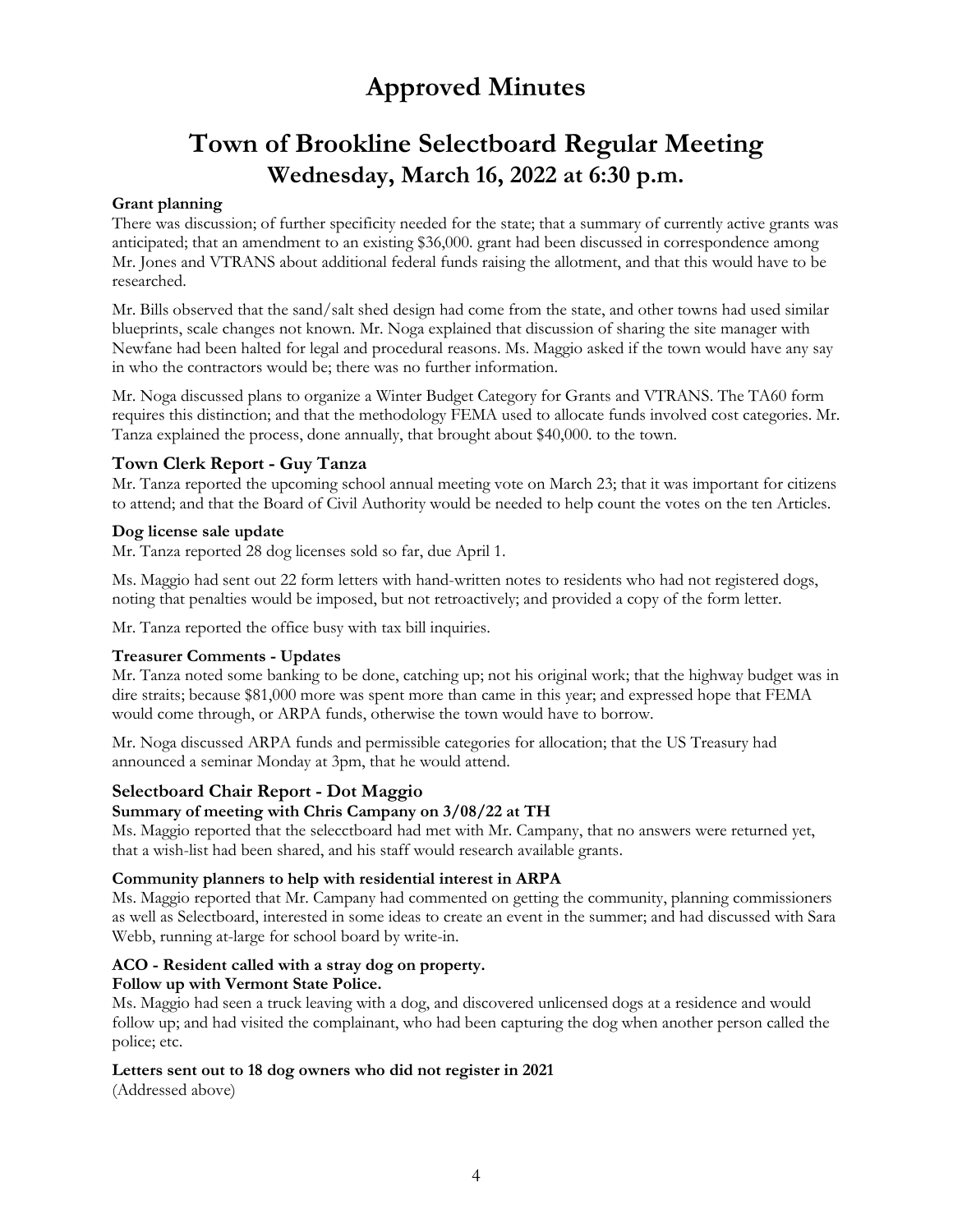# Approved Minutes

# Town of Brookline Selectboard Regular Meeting

## Wednesday, March 16, 2022 at 6:30 p.m.

**Grant planning**

There was discussion; of further specificity needed for the state; that a summary of currently active grants was anticipated; that an amendment to an existing $36,000. grant had been discussed in correspondence among Mr. Jones and VTRANS about additional federal funds raising the allotment, and that this would have to be researched.

Mr. Bills observed that the sand/salt shed design had come from the state, and other towns had used similar blueprints, scale changes not known. Mr. Noga explained that discussion of sharing the site manager with Newfane had been halted for legal and procedural reasons. Ms. Maggio asked if the town would have any say in who the contractors would be; there was no further information.

Mr. Noga discussed plans to organize a Winter Budget Category for Grants and VTRANS. The TA60 form requires this distinction; and that the methodology FEMA used to allocate funds involved cost categories. Mr. Tanza explained the process, done annually, that brought about $40,000. to the town.

### Town Clerk Report - Guy Tanza

Mr. Tanza reported the upcoming school annual meeting vote on March 23; that it was important for citizens to attend; and that the Board of Civil Authority would be needed to help count the votes on the ten Articles.

**Dog license sale update**

Mr. Tanza reported 28 dog licenses sold so far, due April 1.

Ms. Maggio had sent out 22 form letters with hand-written notes to residents who had not registered dogs, noting that penalties would be imposed, but not retroactively; and provided a copy of the form letter.

Mr. Tanza reported the office busy with tax bill inquiries.

**Treasurer Comments - Updates**

Mr. Tanza noted some banking to be done, catching up; not his original work; that the highway budget was in dire straits; because $81,000 more was spent more than came in this year; and expressed hope that FEMA would come through, or ARPA funds, otherwise the town would have to borrow.

Mr. Noga discussed ARPA funds and permissible categories for allocation; that the US Treasury had announced a seminar Monday at 3pm, that he would attend.

### Selectboard Chair Report - Dot Maggio

**Summary of meeting with Chris Campany on 3/08/22 at TH**

Ms. Maggio reported that the selecctboard had met with Mr. Campany, that no answers were returned yet, that a wish-list had been shared, and his staff would research available grants.

**Community planners to help with residential interest in ARPA**

Ms. Maggio reported that Mr. Campany had commented on getting the community, planning commissioners as well as Selectboard, interested in some ideas to create an event in the summer; and had discussed with Sara Webb, running at-large for school board by write-in.

**ACO - Resident called with a stray dog on property.**
**Follow up with Vermont State Police.**

Ms. Maggio had seen a truck leaving with a dog, and discovered unlicensed dogs at a residence and would follow up; and had visited the complainant, who had been capturing the dog when another person called the police; etc.

**Letters sent out to 18 dog owners who did not register in 2021**

(Addressed above)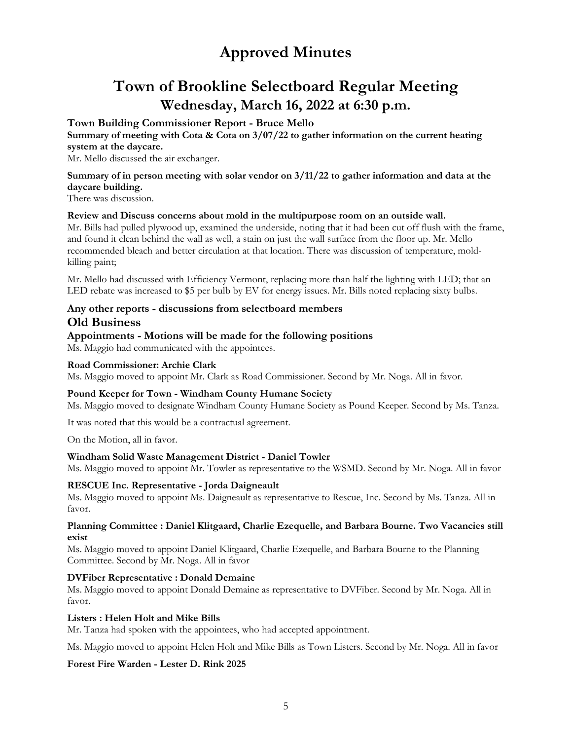# Approved Minutes

# Town of Brookline Selectboard Regular Meeting

## Wednesday, March 16, 2022 at 6:30 p.m.

**Town Building Commissioner Report - Bruce Mello**

**Summary of meeting with Cota & Cota on 3/07/22 to gather information on the current heating system at the daycare.**

Mr. Mello discussed the air exchanger.

**Summary of in person meeting with solar vendor on 3/11/22 to gather information and data at the daycare building.**

There was discussion.

**Review and Discuss concerns about mold in the multipurpose room on an outside wall.**

Mr. Bills had pulled plywood up, examined the underside, noting that it had been cut off flush with the frame, and found it clean behind the wall as well, a stain on just the wall surface from the floor up. Mr. Mello recommended bleach and better circulation at that location. There was discussion of temperature, mold-killing paint;

Mr. Mello had discussed with Efficiency Vermont, replacing more than half the lighting with LED; that an LED rebate was increased to $5 per bulb by EV for energy issues. Mr. Bills noted replacing sixty bulbs.

**Any other reports - discussions from selectboard members**

### Old Business

**Appointments - Motions will be made for the following positions**

Ms. Maggio had communicated with the appointees.

**Road Commissioner: Archie Clark**

Ms. Maggio moved to appoint Mr. Clark as Road Commissioner. Second by Mr. Noga. All in favor.

**Pound Keeper for Town - Windham County Humane Society**

Ms. Maggio moved to designate Windham County Humane Society as Pound Keeper. Second by Ms. Tanza.

It was noted that this would be a contractual agreement.

On the Motion, all in favor.

**Windham Solid Waste Management District - Daniel Towler**

Ms. Maggio moved to appoint Mr. Towler as representative to the WSMD. Second by Mr. Noga. All in favor

**RESCUE Inc. Representative - Jorda Daigneault**

Ms. Maggio moved to appoint Ms. Daigneault as representative to Rescue, Inc. Second by Ms. Tanza. All in favor.

**Planning Committee : Daniel Klitgaard, Charlie Ezequelle, and Barbara Bourne. Two Vacancies still exist**

Ms. Maggio moved to appoint Daniel Klitgaard, Charlie Ezequelle, and Barbara Bourne to the Planning Committee. Second by Mr. Noga. All in favor

**DVFiber Representative : Donald Demaine**

Ms. Maggio moved to appoint Donald Demaine as representative to DVFiber. Second by Mr. Noga. All in favor.

**Listers : Helen Holt and Mike Bills**

Mr. Tanza had spoken with the appointees, who had accepted appointment.

Ms. Maggio moved to appoint Helen Holt and Mike Bills as Town Listers. Second by Mr. Noga. All in favor

**Forest Fire Warden - Lester D. Rink 2025**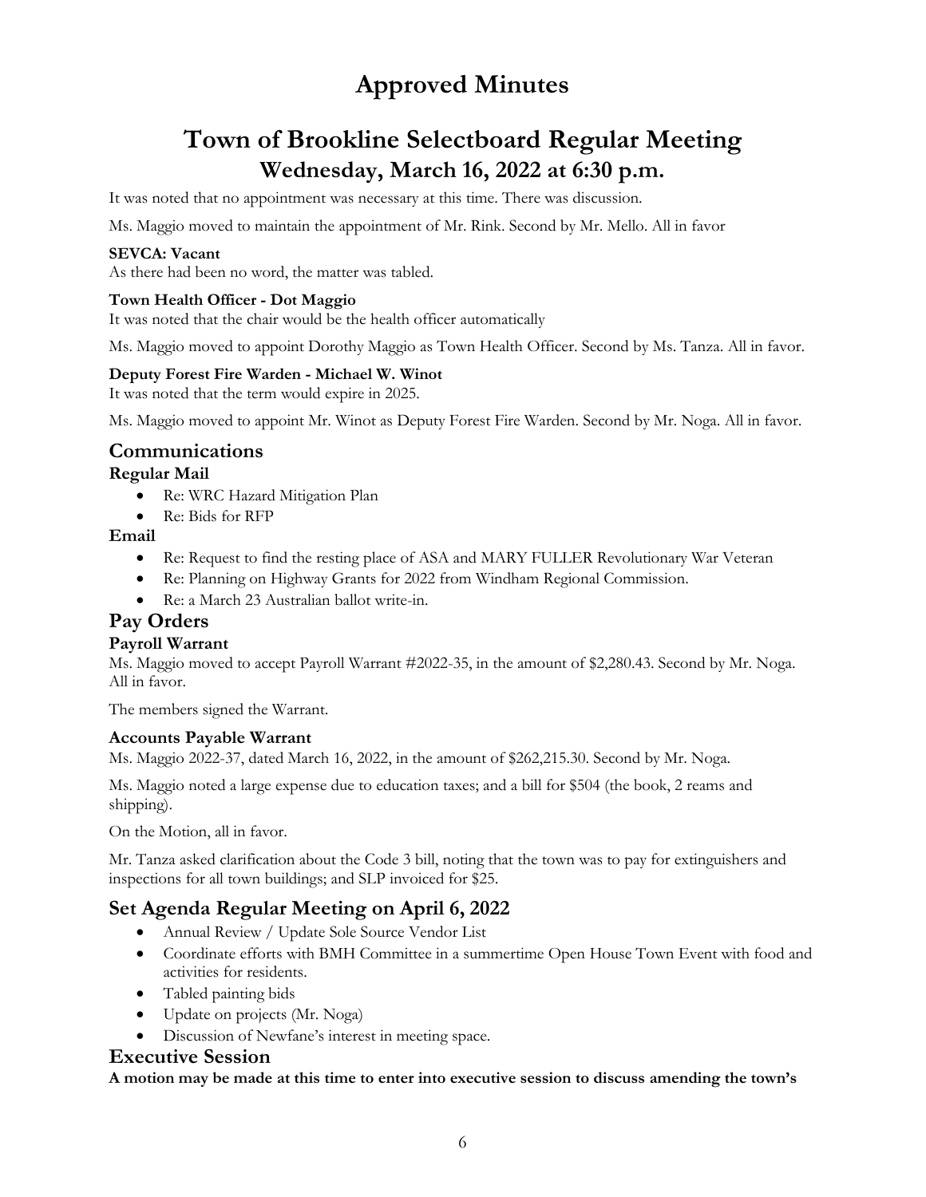# Approved Minutes

# Town of Brookline Selectboard Regular Meeting

## Wednesday, March 16, 2022 at 6:30 p.m.

It was noted that no appointment was necessary at this time. There was discussion.

Ms. Maggio moved to maintain the appointment of Mr. Rink. Second by Mr. Mello. All in favor

**SEVCA: Vacant**
As there had been no word, the matter was tabled.

**Town Health Officer - Dot Maggio**
It was noted that the chair would be the health officer automatically

Ms. Maggio moved to appoint Dorothy Maggio as Town Health Officer. Second by Ms. Tanza. All in favor.

**Deputy Forest Fire Warden - Michael W. Winot**
It was noted that the term would expire in 2025.

Ms. Maggio moved to appoint Mr. Winot as Deputy Forest Fire Warden. Second by Mr. Noga. All in favor.

## Communications

**Regular Mail**

- Re: WRC Hazard Mitigation Plan
- Re: Bids for RFP

**Email**

- Re: Request to find the resting place of ASA and MARY FULLER Revolutionary War Veteran
- Re: Planning on Highway Grants for 2022 from Windham Regional Commission.
- Re: a March 23 Australian ballot write-in.

## Pay Orders

**Payroll Warrant**
Ms. Maggio moved to accept Payroll Warrant #2022-35, in the amount of $2,280.43. Second by Mr. Noga. All in favor.

The members signed the Warrant.

**Accounts Payable Warrant**
Ms. Maggio 2022-37, dated March 16, 2022, in the amount of $262,215.30. Second by Mr. Noga.

Ms. Maggio noted a large expense due to education taxes; and a bill for $504 (the book, 2 reams and shipping).

On the Motion, all in favor.

Mr. Tanza asked clarification about the Code 3 bill, noting that the town was to pay for extinguishers and inspections for all town buildings; and SLP invoiced for $25.

## Set Agenda Regular Meeting on April 6, 2022

- Annual Review / Update Sole Source Vendor List
- Coordinate efforts with BMH Committee in a summertime Open House Town Event with food and activities for residents.
- Tabled painting bids
- Update on projects (Mr. Noga)
- Discussion of Newfane's interest in meeting space.

## Executive Session

**A motion may be made at this time to enter into executive session to discuss amending the town's**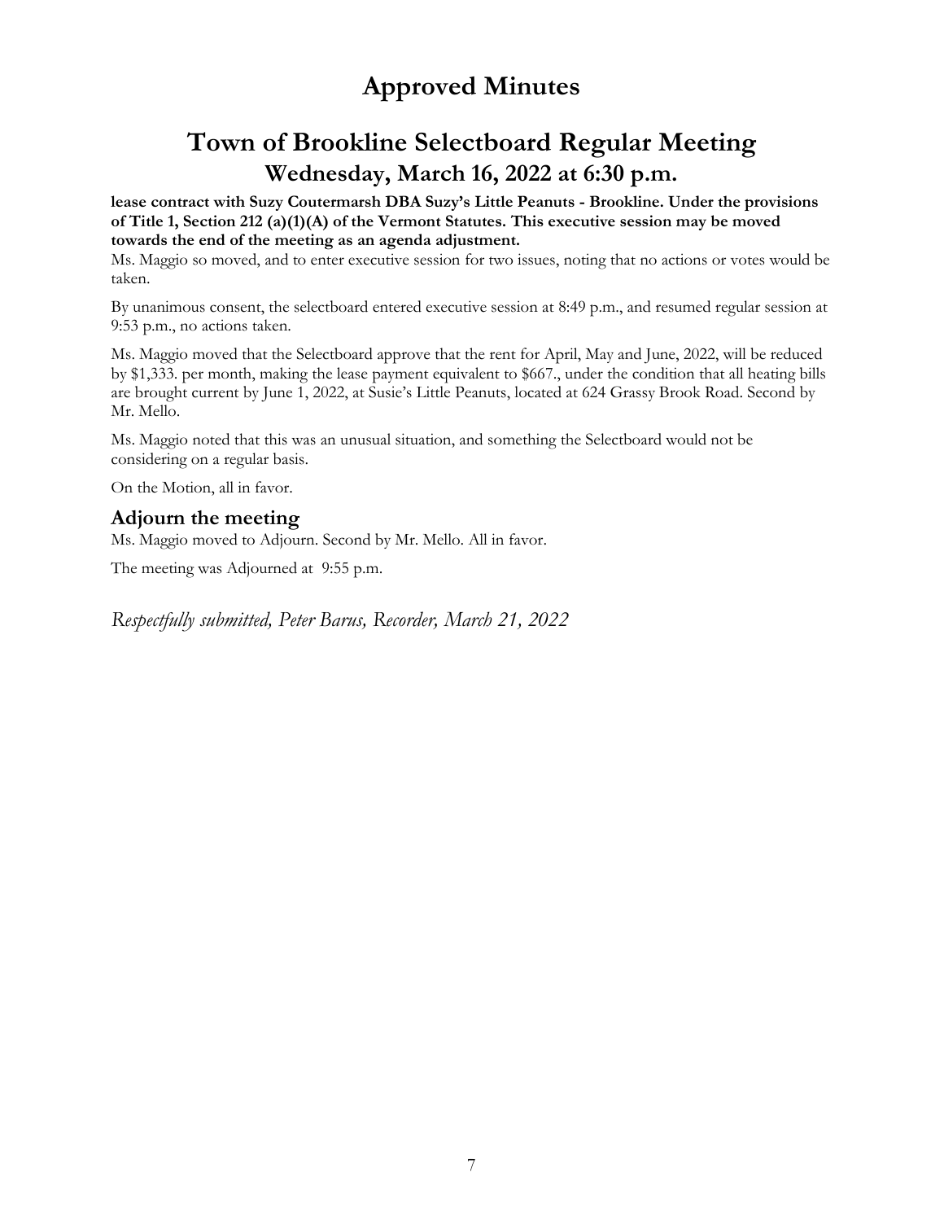# Approved Minutes

# Town of Brookline Selectboard Regular Meeting

## Wednesday, March 16, 2022 at 6:30 p.m.

**lease contract with Suzy Coutermarsh DBA Suzy's Little Peanuts - Brookline. Under the provisions of Title 1, Section 212 (a)(1)(A) of the Vermont Statutes. This executive session may be moved towards the end of the meeting as an agenda adjustment.**

Ms. Maggio so moved, and to enter executive session for two issues, noting that no actions or votes would be taken.

By unanimous consent, the selectboard entered executive session at 8:49 p.m., and resumed regular session at 9:53 p.m., no actions taken.

Ms. Maggio moved that the Selectboard approve that the rent for April, May and June, 2022, will be reduced by $1,333. per month, making the lease payment equivalent to $667., under the condition that all heating bills are brought current by June 1, 2022, at Susie's Little Peanuts, located at 624 Grassy Brook Road. Second by Mr. Mello.

Ms. Maggio noted that this was an unusual situation, and something the Selectboard would not be considering on a regular basis.

On the Motion, all in favor.

### Adjourn the meeting

Ms. Maggio moved to Adjourn. Second by Mr. Mello. All in favor.

The meeting was Adjourned at 9:55 p.m.

*Respectfully submitted, Peter Barus, Recorder, March 21, 2022*